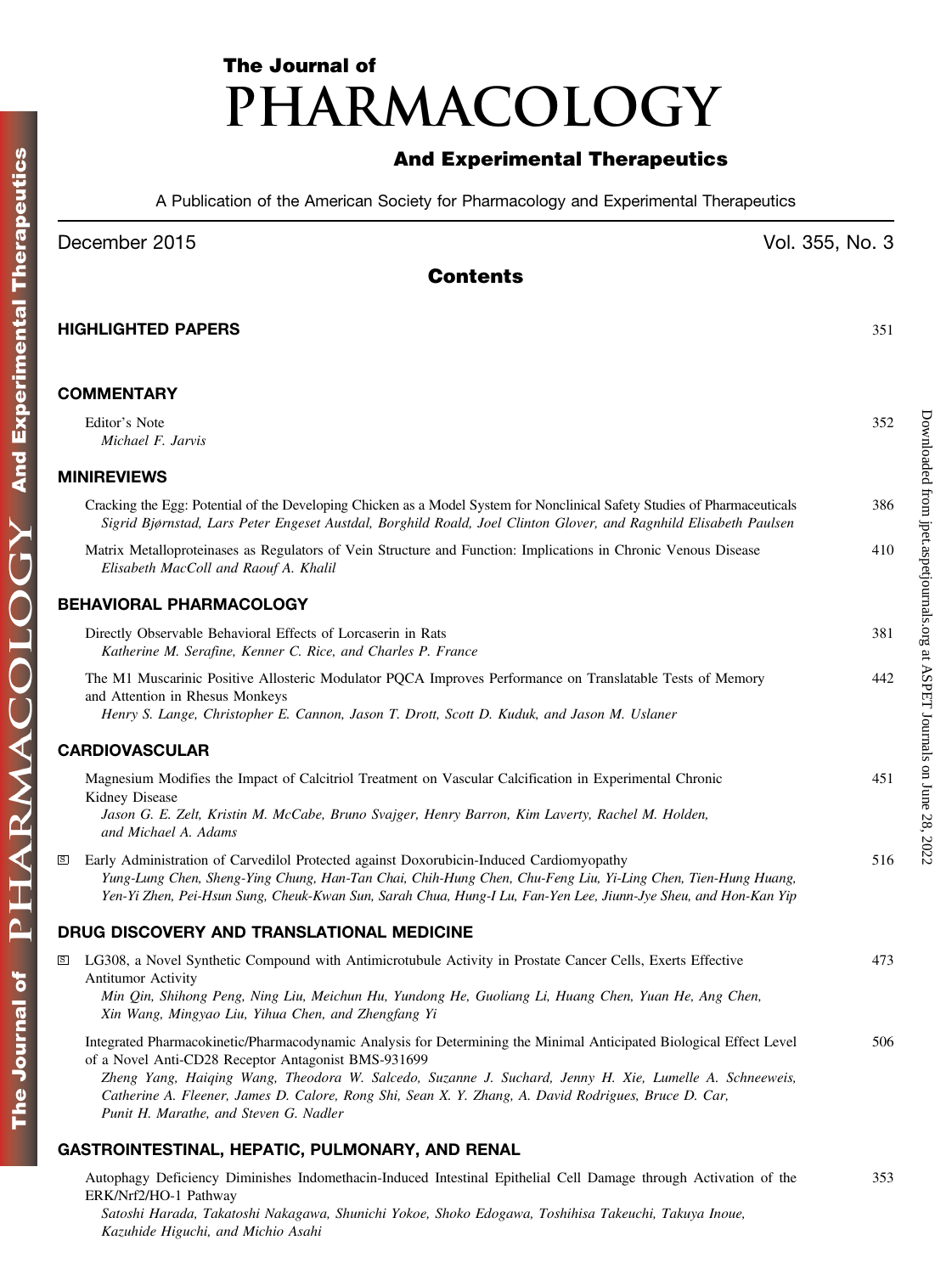# The Journal of PHARMACOLOGY And Experimental Therapeutics

A Publication of the American Society for Pharmacology and Experimental Therapeutics

December 2015 Vol. 355, No. 3

## Contents

### HIGHLIGHTED PAPERS — 351

### COMMENTARY

Editor's Note — 352
*Michael F. Jarvis*

### MINIREVIEWS

Cracking the Egg: Potential of the Developing Chicken as a Model System for Nonclinical Safety Studies of Pharmaceuticals — 386
*Sigrid Bjørnstad, Lars Peter Engeset Austdal, Borghild Roald, Joel Clinton Glover, and Ragnhild Elisabeth Paulsen*

Matrix Metalloproteinases as Regulators of Vein Structure and Function: Implications in Chronic Venous Disease — 410
*Elisabeth MacColl and Raouf A. Khalil*

### BEHAVIORAL PHARMACOLOGY

Directly Observable Behavioral Effects of Lorcaserin in Rats — 381
*Katherine M. Serafine, Kenner C. Rice, and Charles P. France*

The M1 Muscarinic Positive Allosteric Modulator PQCA Improves Performance on Translatable Tests of Memory and Attention in Rhesus Monkeys — 442
*Henry S. Lange, Christopher E. Cannon, Jason T. Drott, Scott D. Kuduk, and Jason M. Uslaner*

### CARDIOVASCULAR

Magnesium Modifies the Impact of Calcitriol Treatment on Vascular Calcification in Experimental Chronic Kidney Disease — 451
*Jason G. E. Zelt, Kristin M. McCabe, Bruno Svajger, Henry Barron, Kim Laverty, Rachel M. Holden, and Michael A. Adams*

[S] Early Administration of Carvedilol Protected against Doxorubicin-Induced Cardiomyopathy — 516
*Yung-Lung Chen, Sheng-Ying Chung, Han-Tan Chai, Chih-Hung Chen, Chu-Feng Liu, Yi-Ling Chen, Tien-Hung Huang, Yen-Yi Zhen, Pei-Hsun Sung, Cheuk-Kwan Sun, Sarah Chua, Hung-I Lu, Fan-Yen Lee, Jiunn-Jye Sheu, and Hon-Kan Yip*

### DRUG DISCOVERY AND TRANSLATIONAL MEDICINE

[S] LG308, a Novel Synthetic Compound with Antimicrotubule Activity in Prostate Cancer Cells, Exerts Effective Antitumor Activity — 473
*Min Qin, Shihong Peng, Ning Liu, Meichun Hu, Yundong He, Guoliang Li, Huang Chen, Yuan He, Ang Chen, Xin Wang, Mingyao Liu, Yihua Chen, and Zhengfang Yi*

Integrated Pharmacokinetic/Pharmacodynamic Analysis for Determining the Minimal Anticipated Biological Effect Level of a Novel Anti-CD28 Receptor Antagonist BMS-931699 — 506
*Zheng Yang, Haiqing Wang, Theodora W. Salcedo, Suzanne J. Suchard, Jenny H. Xie, Lumelle A. Schneeweis, Catherine A. Fleener, James D. Calore, Rong Shi, Sean X. Y. Zhang, A. David Rodrigues, Bruce D. Car, Punit H. Marathe, and Steven G. Nadler*

### GASTROINTESTINAL, HEPATIC, PULMONARY, AND RENAL

Autophagy Deficiency Diminishes Indomethacin-Induced Intestinal Epithelial Cell Damage through Activation of the ERK/Nrf2/HO-1 Pathway — 353
*Satoshi Harada, Takatoshi Nakagawa, Shunichi Yokoe, Shoko Edogawa, Toshihisa Takeuchi, Takuya Inoue, Kazuhide Higuchi, and Michio Asahi*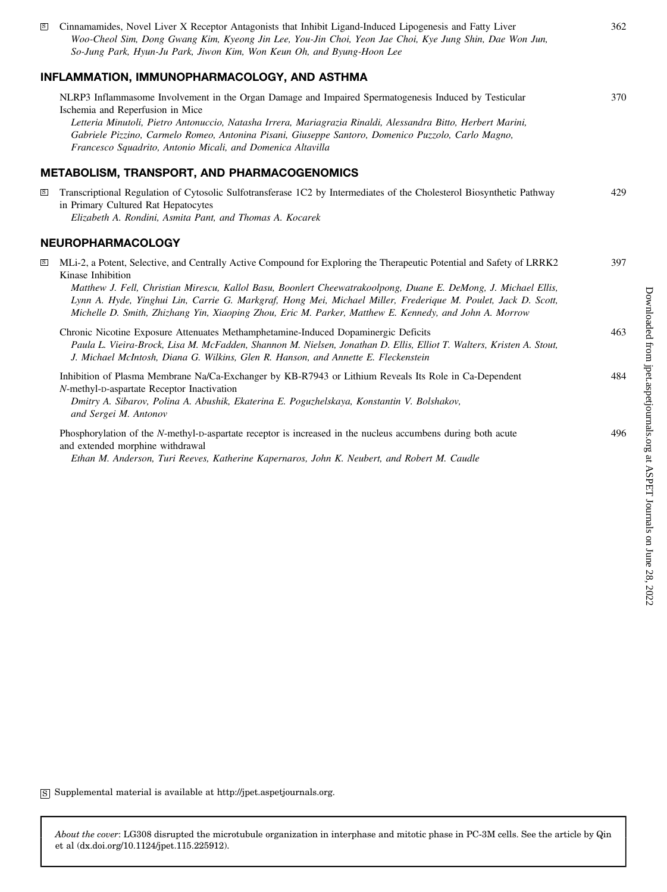S Cinnamamides, Novel Liver X Receptor Antagonists that Inhibit Ligand-Induced Lipogenesis and Fatty Liver 362
*Woo-Cheol Sim, Dong Gwang Kim, Kyeong Jin Lee, You-Jin Choi, Yeon Jae Choi, Kye Jung Shin, Dae Won Jun, So-Jung Park, Hyun-Ju Park, Jiwon Kim, Won Keun Oh, and Byung-Hoon Lee*

## INFLAMMATION, IMMUNOPHARMACOLOGY, AND ASTHMA

NLRP3 Inflammasome Involvement in the Organ Damage and Impaired Spermatogenesis Induced by Testicular Ischemia and Reperfusion in Mice 370
*Letteria Minutoli, Pietro Antonuccio, Natasha Irrera, Mariagrazia Rinaldi, Alessandra Bitto, Herbert Marini, Gabriele Pizzino, Carmelo Romeo, Antonina Pisani, Giuseppe Santoro, Domenico Puzzolo, Carlo Magno, Francesco Squadrito, Antonio Micali, and Domenica Altavilla*

## METABOLISM, TRANSPORT, AND PHARMACOGENOMICS

S Transcriptional Regulation of Cytosolic Sulfotransferase 1C2 by Intermediates of the Cholesterol Biosynthetic Pathway in Primary Cultured Rat Hepatocytes 429
*Elizabeth A. Rondini, Asmita Pant, and Thomas A. Kocarek*

## NEUROPHARMACOLOGY

S MLi-2, a Potent, Selective, and Centrally Active Compound for Exploring the Therapeutic Potential and Safety of LRRK2 Kinase Inhibition 397
*Matthew J. Fell, Christian Mirescu, Kallol Basu, Boonlert Cheewatrakoolpong, Duane E. DeMong, J. Michael Ellis, Lynn A. Hyde, Yinghui Lin, Carrie G. Markgraf, Hong Mei, Michael Miller, Frederique M. Poulet, Jack D. Scott, Michelle D. Smith, Zhizhang Yin, Xiaoping Zhou, Eric M. Parker, Matthew E. Kennedy, and John A. Morrow*

Chronic Nicotine Exposure Attenuates Methamphetamine-Induced Dopaminergic Deficits 463
*Paula L. Vieira-Brock, Lisa M. McFadden, Shannon M. Nielsen, Jonathan D. Ellis, Elliot T. Walters, Kristen A. Stout, J. Michael McIntosh, Diana G. Wilkins, Glen R. Hanson, and Annette E. Fleckenstein*

Inhibition of Plasma Membrane Na/Ca-Exchanger by KB-R7943 or Lithium Reveals Its Role in Ca-Dependent *N*-methyl-D-aspartate Receptor Inactivation 484
*Dmitry A. Sibarov, Polina A. Abushik, Ekaterina E. Poguzhelskaya, Konstantin V. Bolshakov, and Sergei M. Antonov*

Phosphorylation of the *N*-methyl-D-aspartate receptor is increased in the nucleus accumbens during both acute and extended morphine withdrawal 496
*Ethan M. Anderson, Turi Reeves, Katherine Kapernaros, John K. Neubert, and Robert M. Caudle*

S Supplemental material is available at http://jpet.aspetjournals.org.

*About the cover*: LG308 disrupted the microtubule organization in interphase and mitotic phase in PC-3M cells. See the article by Qin et al (dx.doi.org/10.1124/jpet.115.225912).